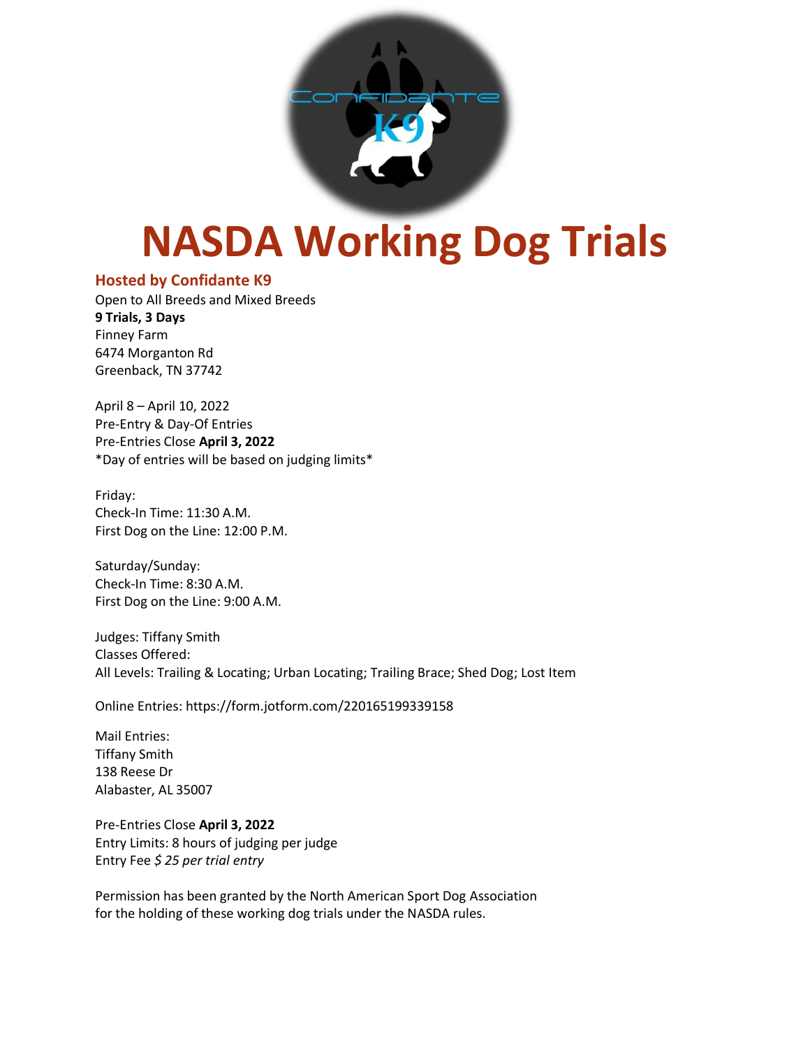# NASDA Working Dog Trials

## Hosted by Confidante K9

Open to All Breeds and Mixed Breeds
**9 Trials, 3 Days**
Finney Farm
6474 Morganton Rd
Greenback, TN 37742

April 8 – April 10, 2022
Pre-Entry & Day-Of Entries
Pre-Entries Close **April 3, 2022**
*Day of entries will be based on judging limits*

Friday:
Check-In Time: 11:30 A.M.
First Dog on the Line: 12:00 P.M.

Saturday/Sunday:
Check-In Time: 8:30 A.M.
First Dog on the Line: 9:00 A.M.

Judges: Tiffany Smith
Classes Offered:
All Levels: Trailing & Locating; Urban Locating; Trailing Brace; Shed Dog; Lost Item

Online Entries: https://form.jotform.com/220165199339158

Mail Entries:
Tiffany Smith
138 Reese Dr
Alabaster, AL 35007

Pre-Entries Close **April 3, 2022**
Entry Limits: 8 hours of judging per judge
Entry Fee *$ 25 per trial entry*

Permission has been granted by the North American Sport Dog Association for the holding of these working dog trials under the NASDA rules.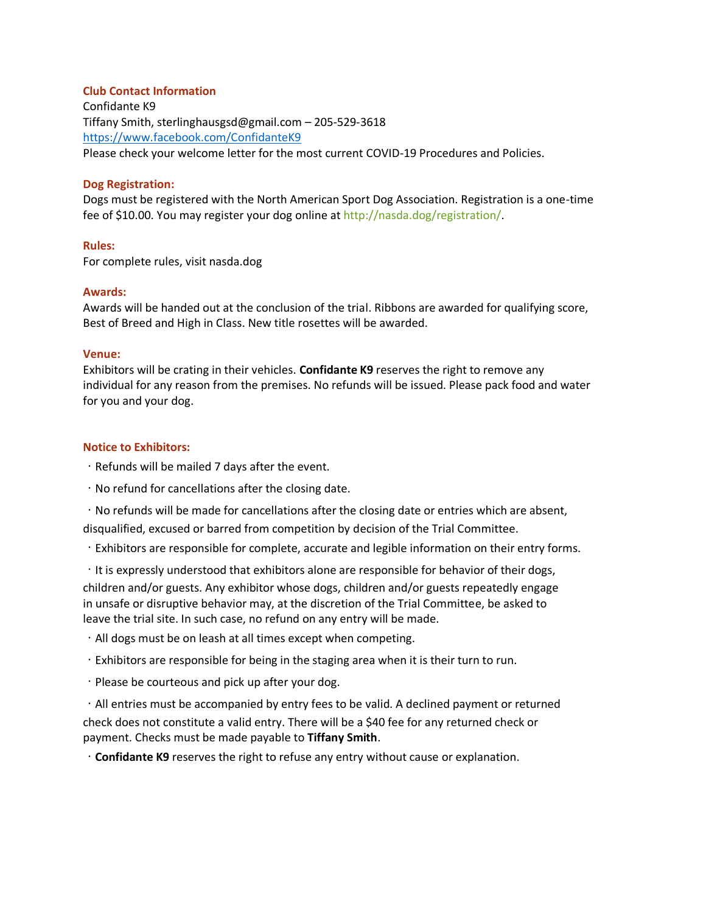### Club Contact Information

Confidante K9
Tiffany Smith, sterlinghausgsd@gmail.com – 205-529-3618
https://www.facebook.com/ConfidanteK9
Please check your welcome letter for the most current COVID-19 Procedures and Policies.

### Dog Registration:

Dogs must be registered with the North American Sport Dog Association. Registration is a one-time fee of $10.00. You may register your dog online at http://nasda.dog/registration/.

### Rules:

For complete rules, visit nasda.dog

### Awards:

Awards will be handed out at the conclusion of the trial. Ribbons are awarded for qualifying score, Best of Breed and High in Class. New title rosettes will be awarded.

### Venue:

Exhibitors will be crating in their vehicles. **Confidante K9** reserves the right to remove any individual for any reason from the premises. No refunds will be issued. Please pack food and water for you and your dog.

### Notice to Exhibitors:

- Refunds will be mailed 7 days after the event.
- No refund for cancellations after the closing date.
- No refunds will be made for cancellations after the closing date or entries which are absent, disqualified, excused or barred from competition by decision of the Trial Committee.
- Exhibitors are responsible for complete, accurate and legible information on their entry forms.
- It is expressly understood that exhibitors alone are responsible for behavior of their dogs, children and/or guests. Any exhibitor whose dogs, children and/or guests repeatedly engage in unsafe or disruptive behavior may, at the discretion of the Trial Committee, be asked to leave the trial site. In such case, no refund on any entry will be made.
- All dogs must be on leash at all times except when competing.
- Exhibitors are responsible for being in the staging area when it is their turn to run.
- Please be courteous and pick up after your dog.
- All entries must be accompanied by entry fees to be valid. A declined payment or returned check does not constitute a valid entry. There will be a $40 fee for any returned check or payment. Checks must be made payable to **Tiffany Smith**.
- **Confidante K9** reserves the right to refuse any entry without cause or explanation.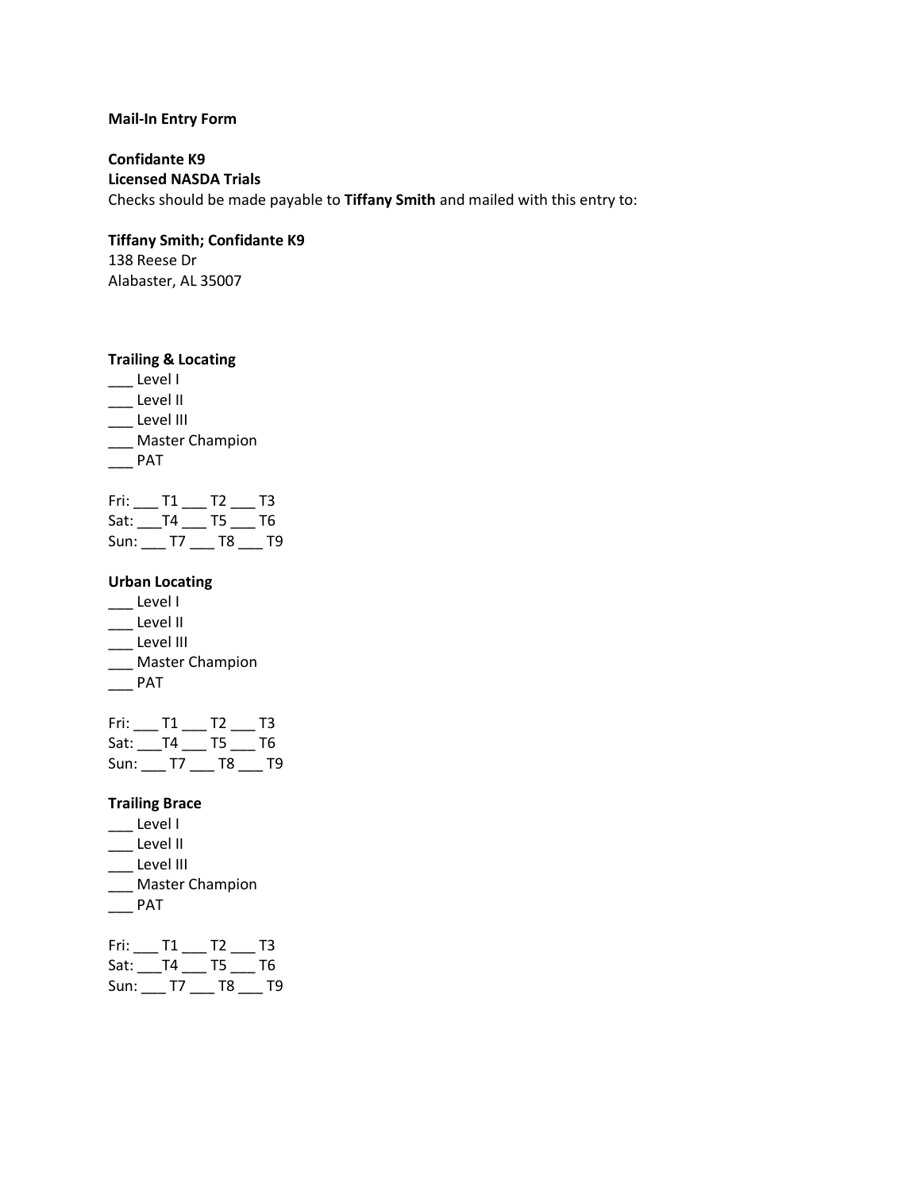**Mail-In Entry Form**

**Confidante K9**
**Licensed NASDA Trials**
Checks should be made payable to **Tiffany Smith** and mailed with this entry to:

**Tiffany Smith; Confidante K9**
138 Reese Dr
Alabaster, AL 35007

**Trailing & Locating**

___ Level I
___ Level II
___ Level III
___ Master Champion
___ PAT

Fri: ___ T1 ___ T2 ___ T3
Sat: ___T4 ___ T5 ___ T6
Sun: ___ T7 ___ T8 ___ T9

**Urban Locating**

___ Level I
___ Level II
___ Level III
___ Master Champion
___ PAT

Fri: ___ T1 ___ T2 ___ T3
Sat: ___T4 ___ T5 ___ T6
Sun: ___ T7 ___ T8 ___ T9

**Trailing Brace**

___ Level I
___ Level II
___ Level III
___ Master Champion
___ PAT

Fri: ___ T1 ___ T2 ___ T3
Sat: ___T4 ___ T5 ___ T6
Sun: ___ T7 ___ T8 ___ T9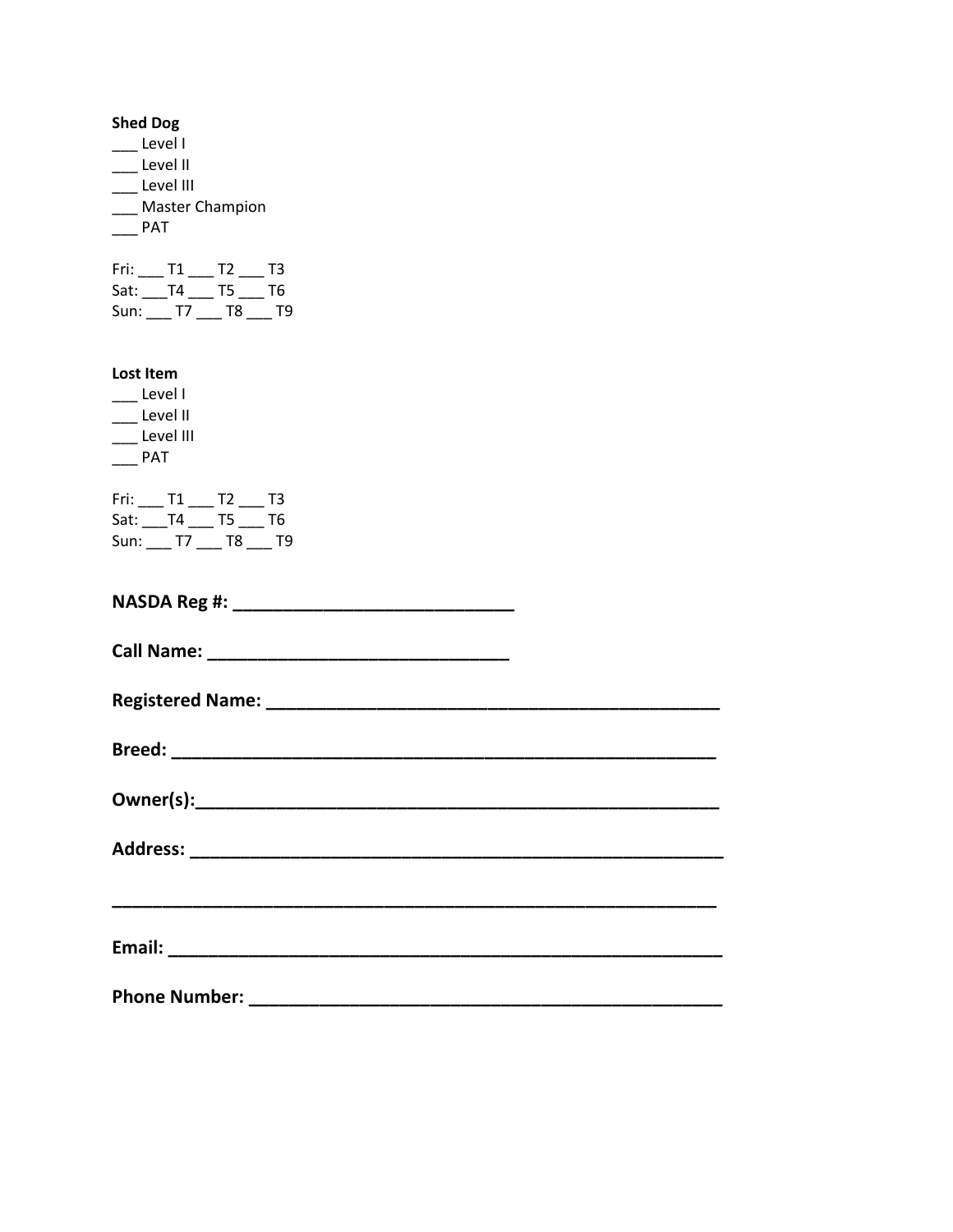**Shed Dog**

___ Level I
___ Level II
___ Level III
___ Master Champion
___ PAT

Fri: ___ T1 ___ T2 ___ T3
Sat: ___T4 ___ T5 ___ T6
Sun: ___ T7 ___ T8 ___ T9

**Lost Item**

___ Level I
___ Level II
___ Level III
___ PAT

Fri: ___ T1 ___ T2 ___ T3
Sat: ___T4 ___ T5 ___ T6
Sun: ___ T7 ___ T8 ___ T9

**NASDA Reg #: ____________________________**

**Call Name: ______________________________**

**Registered Name: ______________________________________________**

**Breed: ______________________________________________________**

**Owner(s):____________________________________________________**

**Address: _____________________________________________________**

**_____________________________________________________________**

**Email: ______________________________________________________**

**Phone Number: ________________________________________________**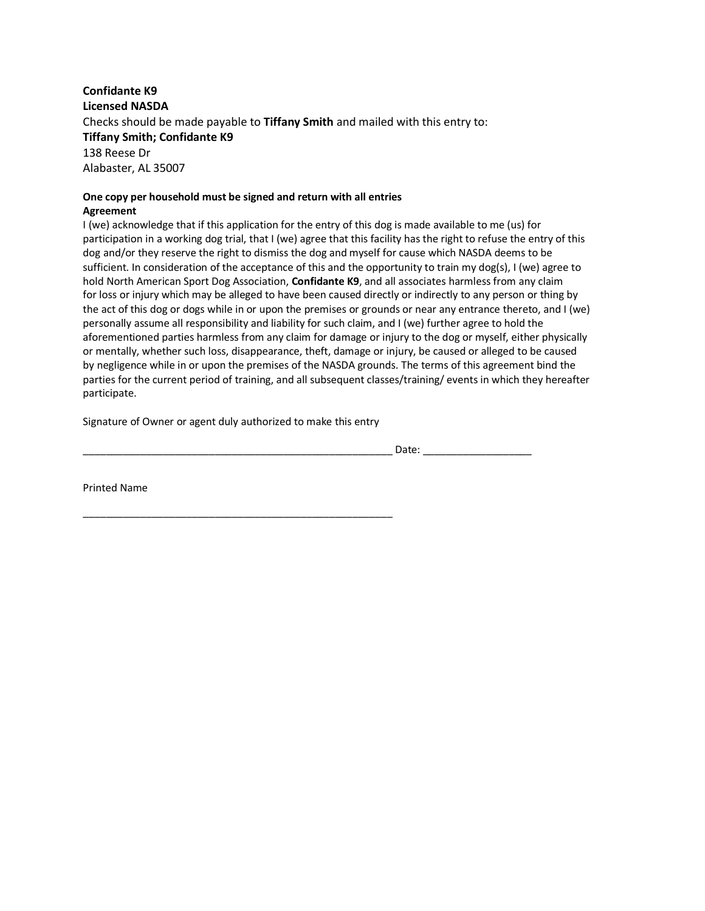**Confidante K9**
**Licensed NASDA**
Checks should be made payable to **Tiffany Smith** and mailed with this entry to:
**Tiffany Smith; Confidante K9**
138 Reese Dr
Alabaster, AL 35007

**One copy per household must be signed and return with all entries**
**Agreement**
I (we) acknowledge that if this application for the entry of this dog is made available to me (us) for participation in a working dog trial, that I (we) agree that this facility has the right to refuse the entry of this dog and/or they reserve the right to dismiss the dog and myself for cause which NASDA deems to be sufficient. In consideration of the acceptance of this and the opportunity to train my dog(s), I (we) agree to hold North American Sport Dog Association, **Confidante K9**, and all associates harmless from any claim for loss or injury which may be alleged to have been caused directly or indirectly to any person or thing by the act of this dog or dogs while in or upon the premises or grounds or near any entrance thereto, and I (we) personally assume all responsibility and liability for such claim, and I (we) further agree to hold the aforementioned parties harmless from any claim for damage or injury to the dog or myself, either physically or mentally, whether such loss, disappearance, theft, damage or injury, be caused or alleged to be caused by negligence while in or upon the premises of the NASDA grounds. The terms of this agreement bind the parties for the current period of training, and all subsequent classes/training/ events in which they hereafter participate.

Signature of Owner or agent duly authorized to make this entry

_______________________________________________________ Date: ___________________

Printed Name

_______________________________________________________